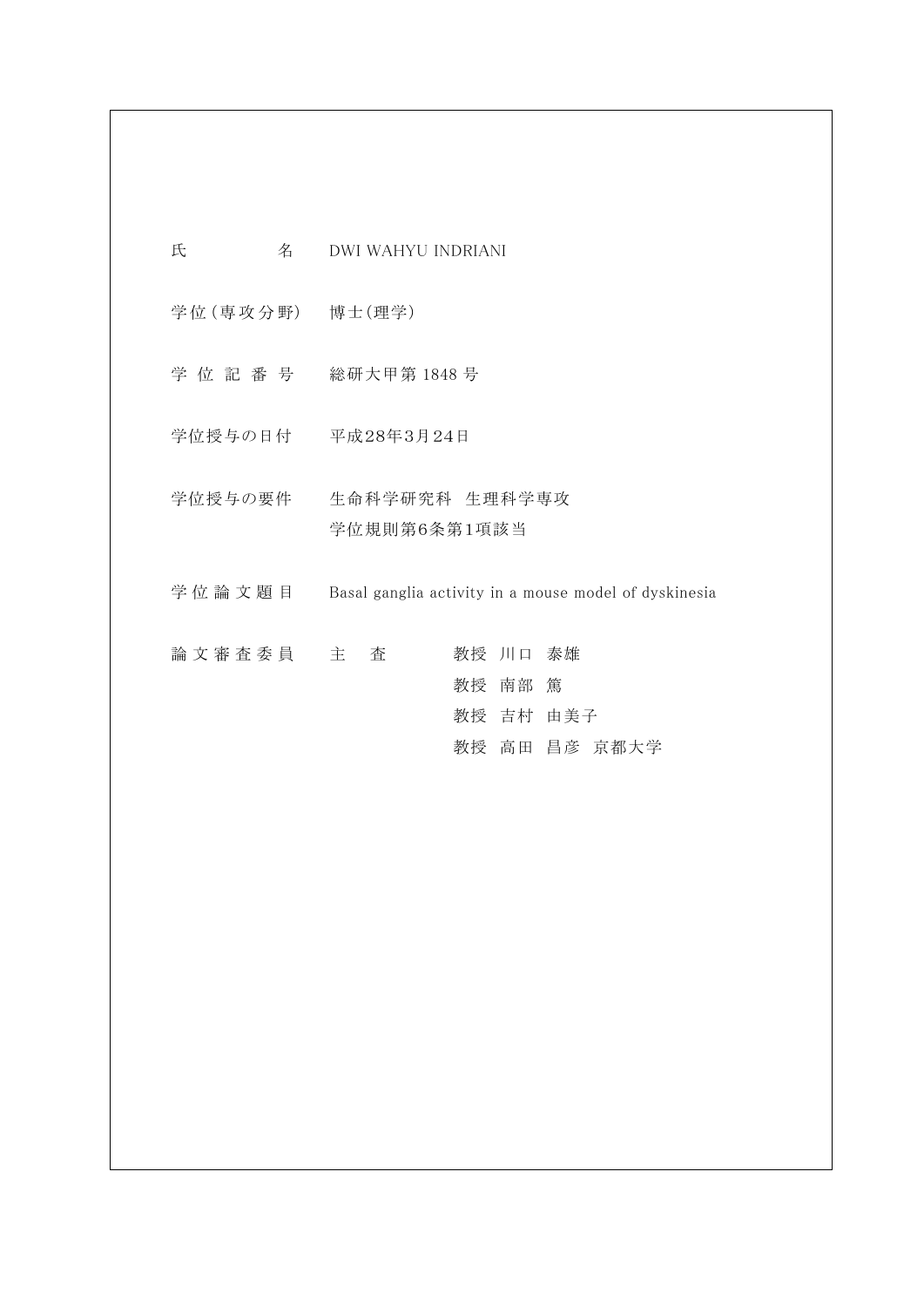| | |
|---|---|
| 氏　　　　名 | DWI WAHYU INDRIANI |
| 学位（専攻分野） | 博士（理学） |
| 学 位 記 番 号 | 総研大甲第 1848 号 |
| 学位授与の日付 | 平成28年3月24日 |
| 学位授与の要件 | 生命科学研究科　生理科学専攻<br>学位規則第6条第1項該当 |
| 学 位 論 文 題 目 | Basal ganglia activity in a mouse model of dyskinesia |
| 論 文 審 査 委 員 | 主　査　　教授　川口　泰雄<br>教授　南部　篤<br>教授　吉村　由美子<br>教授　高田　昌彦　京都大学 |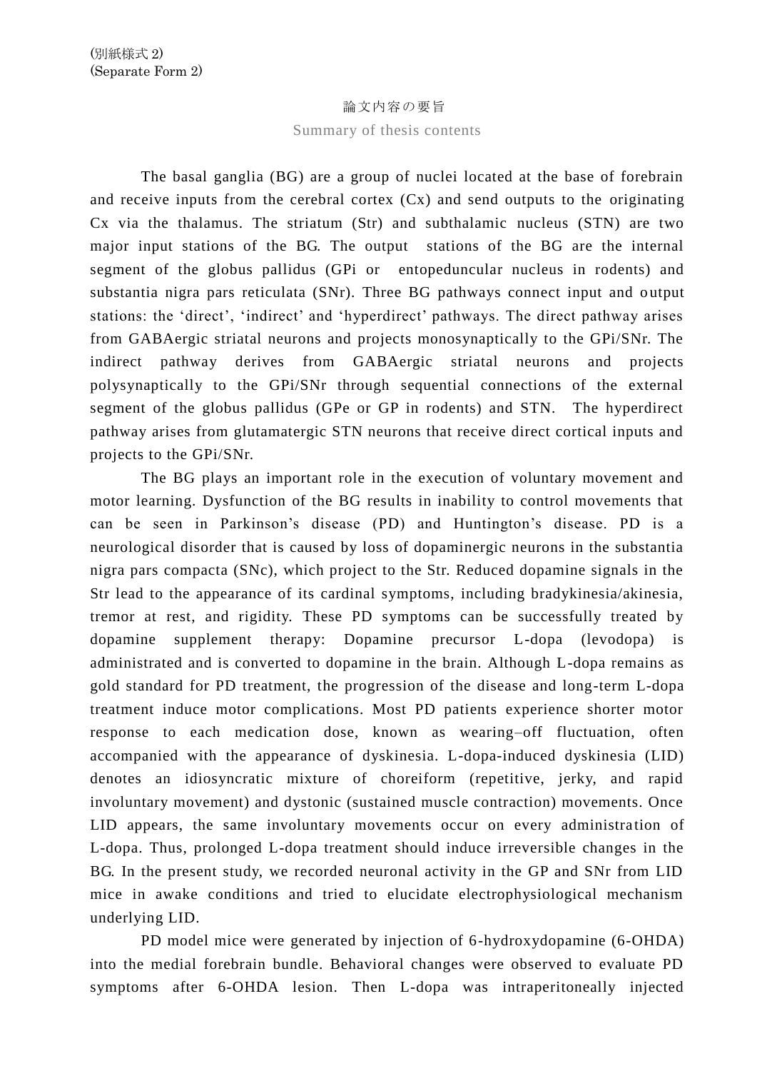(別紙様式 2)
(Separate Form 2)

論文内容の要旨

Summary of thesis contents

The basal ganglia (BG) are a group of nuclei located at the base of forebrain and receive inputs from the cerebral cortex (Cx) and send outputs to the originating Cx via the thalamus. The striatum (Str) and subthalamic nucleus (STN) are two major input stations of the BG. The output stations of the BG are the internal segment of the globus pallidus (GPi or entopeduncular nucleus in rodents) and substantia nigra pars reticulata (SNr). Three BG pathways connect input and output stations: the 'direct', 'indirect' and 'hyperdirect' pathways. The direct pathway arises from GABAergic striatal neurons and projects monosynaptically to the GPi/SNr. The indirect pathway derives from GABAergic striatal neurons and projects polysynaptically to the GPi/SNr through sequential connections of the external segment of the globus pallidus (GPe or GP in rodents) and STN. The hyperdirect pathway arises from glutamatergic STN neurons that receive direct cortical inputs and projects to the GPi/SNr.

The BG plays an important role in the execution of voluntary movement and motor learning. Dysfunction of the BG results in inability to control movements that can be seen in Parkinson's disease (PD) and Huntington's disease. PD is a neurological disorder that is caused by loss of dopaminergic neurons in the substantia nigra pars compacta (SNc), which project to the Str. Reduced dopamine signals in the Str lead to the appearance of its cardinal symptoms, including bradykinesia/akinesia, tremor at rest, and rigidity. These PD symptoms can be successfully treated by dopamine supplement therapy: Dopamine precursor L-dopa (levodopa) is administrated and is converted to dopamine in the brain. Although L-dopa remains as gold standard for PD treatment, the progression of the disease and long-term L-dopa treatment induce motor complications. Most PD patients experience shorter motor response to each medication dose, known as wearing–off fluctuation, often accompanied with the appearance of dyskinesia. L-dopa-induced dyskinesia (LID) denotes an idiosyncratic mixture of choreiform (repetitive, jerky, and rapid involuntary movement) and dystonic (sustained muscle contraction) movements. Once LID appears, the same involuntary movements occur on every administration of L-dopa. Thus, prolonged L-dopa treatment should induce irreversible changes in the BG. In the present study, we recorded neuronal activity in the GP and SNr from LID mice in awake conditions and tried to elucidate electrophysiological mechanism underlying LID.

PD model mice were generated by injection of 6-hydroxydopamine (6-OHDA) into the medial forebrain bundle. Behavioral changes were observed to evaluate PD symptoms after 6-OHDA lesion. Then L-dopa was intraperitoneally injected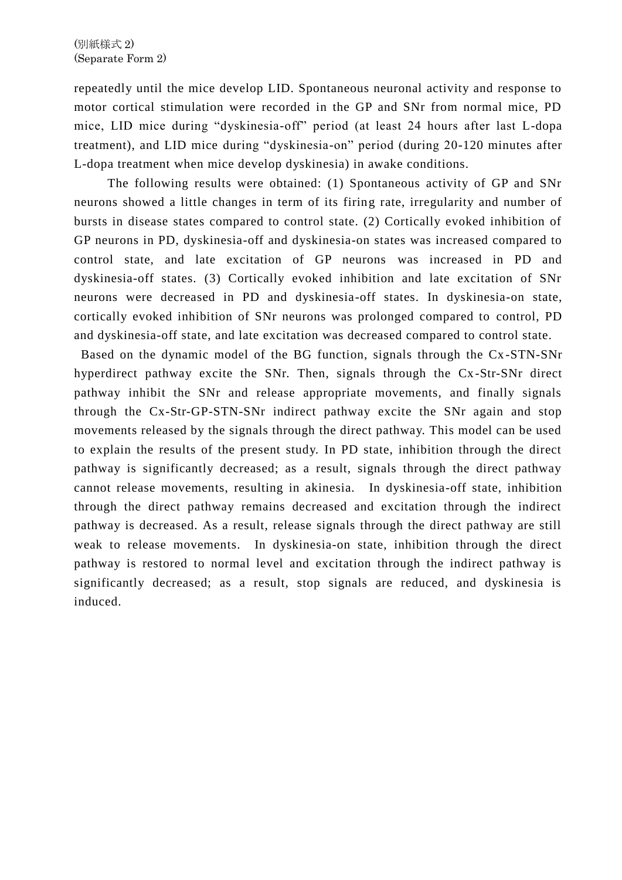repeatedly until the mice develop LID. Spontaneous neuronal activity and response to motor cortical stimulation were recorded in the GP and SNr from normal mice, PD mice, LID mice during "dyskinesia-off" period (at least 24 hours after last L-dopa treatment), and LID mice during "dyskinesia-on" period (during 20-120 minutes after L-dopa treatment when mice develop dyskinesia) in awake conditions.

The following results were obtained: (1) Spontaneous activity of GP and SNr neurons showed a little changes in term of its firing rate, irregularity and number of bursts in disease states compared to control state. (2) Cortically evoked inhibition of GP neurons in PD, dyskinesia-off and dyskinesia-on states was increased compared to control state, and late excitation of GP neurons was increased in PD and dyskinesia-off states. (3) Cortically evoked inhibition and late excitation of SNr neurons were decreased in PD and dyskinesia-off states. In dyskinesia-on state, cortically evoked inhibition of SNr neurons was prolonged compared to control, PD and dyskinesia-off state, and late excitation was decreased compared to control state.

Based on the dynamic model of the BG function, signals through the Cx-STN-SNr hyperdirect pathway excite the SNr. Then, signals through the Cx-Str-SNr direct pathway inhibit the SNr and release appropriate movements, and finally signals through the Cx-Str-GP-STN-SNr indirect pathway excite the SNr again and stop movements released by the signals through the direct pathway. This model can be used to explain the results of the present study. In PD state, inhibition through the direct pathway is significantly decreased; as a result, signals through the direct pathway cannot release movements, resulting in akinesia. In dyskinesia-off state, inhibition through the direct pathway remains decreased and excitation through the indirect pathway is decreased. As a result, release signals through the direct pathway are still weak to release movements. In dyskinesia-on state, inhibition through the direct pathway is restored to normal level and excitation through the indirect pathway is significantly decreased; as a result, stop signals are reduced, and dyskinesia is induced.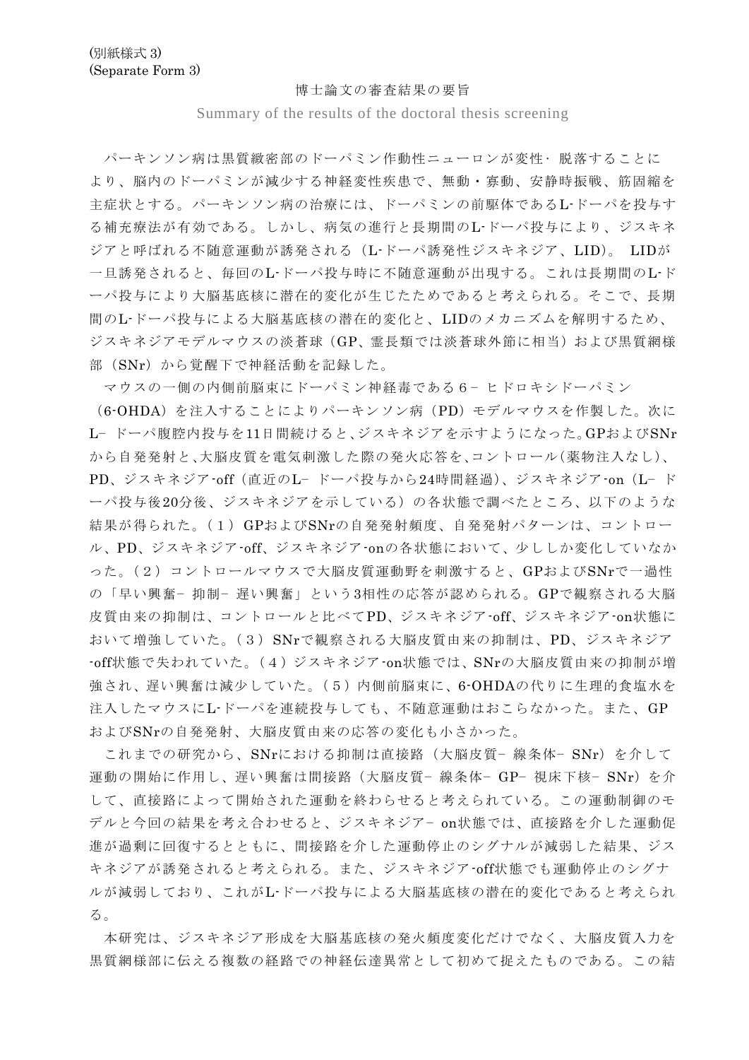(別紙様式 3)
(Separate Form 3)

博士論文の審査結果の要旨

Summary of the results of the doctoral thesis screening

パーキンソン病は黒質緻密部のドーパミン作動性ニューロンが変性・脱落することにより、脳内のドーパミンが減少する神経変性疾患で、無動・寡動、安静時振戦、筋固縮を主症状とする。パーキンソン病の治療には、ドーパミンの前駆体であるL-ドーパを投与する補充療法が有効である。しかし、病気の進行と長期間のL-ドーパ投与により、ジスキネジアと呼ばれる不随意運動が誘発される（L-ドーパ誘発性ジスキネジア、LID）。 LIDが一旦誘発されると、毎回のL-ドーパ投与時に不随意運動が出現する。これは長期間のL-ドーパ投与により大脳基底核に潜在的変化が生じたためであると考えられる。そこで、長期間のL-ドーパ投与による大脳基底核の潜在的変化と、LIDのメカニズムを解明するため、ジスキネジアモデルマウスの淡蒼球（GP、霊長類では淡蒼球外節に相当）および黒質網様部（SNr）から覚醒下で神経活動を記録した。

マウスの一側の内側前脳束にドーパミン神経毒である6－ヒドロキシドーパミン（6-OHDA）を注入することによりパーキンソン病（PD）モデルマウスを作製した。次にL－ドーパ腹腔内投与を11日間続けると､ジスキネジアを示すようになった。GPおよびSNrから自発発射と､大脳皮質を電気刺激した際の発火応答を､コントロール(薬物注入なし)､PD、ジスキネジア-off（直近のL－ドーパ投与から24時間経過)、ジスキネジア-on（L－ドーパ投与後20分後、ジスキネジアを示している）の各状態で調べたところ、以下のような結果が得られた。（１）GPおよびSNrの自発発射頻度、自発発射パターンは、コントロール、PD、ジスキネジア-off、ジスキネジア-onの各状態において、少ししか変化していなかった。（２）コントロールマウスで大脳皮質運動野を刺激すると、GPおよびSNrで一過性の「早い興奮－抑制－遅い興奮」という3相性の応答が認められる。GPで観察される大脳皮質由来の抑制は、コントロールと比べてPD、ジスキネジア-off、ジスキネジア-on状態において増強していた。（３）SNrで観察される大脳皮質由来の抑制は、PD、ジスキネジア-off状態で失われていた。（４）ジスキネジア-on状態では、SNrの大脳皮質由来の抑制が増強され、遅い興奮は減少していた。（５）内側前脳束に、6-OHDAの代りに生理的食塩水を注入したマウスにL-ドーパを連続投与しても、不随意運動はおこらなかった。また、GPおよびSNrの自発発射、大脳皮質由来の応答の変化も小さかった。

これまでの研究から、SNrにおける抑制は直接路（大脳皮質－線条体－SNr）を介して運動の開始に作用し、遅い興奮は間接路（大脳皮質－線条体－GP－視床下核－SNr）を介して、直接路によって開始された運動を終わらせると考えられている。この運動制御のモデルと今回の結果を考え合わせると、ジスキネジア－on状態では、直接路を介した運動促進が過剰に回復するとともに、間接路を介した運動停止のシグナルが減弱した結果、ジスキネジアが誘発されると考えられる。また、ジスキネジア-off状態でも運動停止のシグナルが減弱しており、これがL-ドーパ投与による大脳基底核の潜在的変化であると考えられる。

本研究は、ジスキネジア形成を大脳基底核の発火頻度変化だけでなく、大脳皮質入力を黒質網様部に伝える複数の経路での神経伝達異常として初めて捉えたものである。この結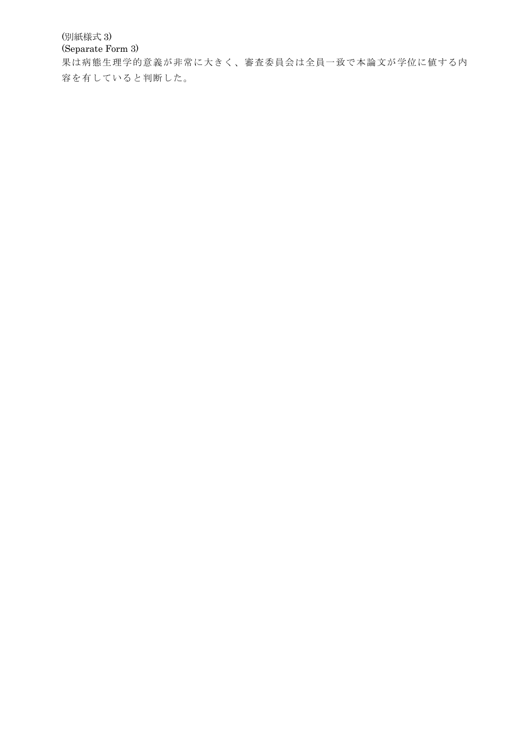果は病態生理学的意義が非常に大きく、審査委員会は全員一致で本論文が学位に値する内容を有していると判断した。